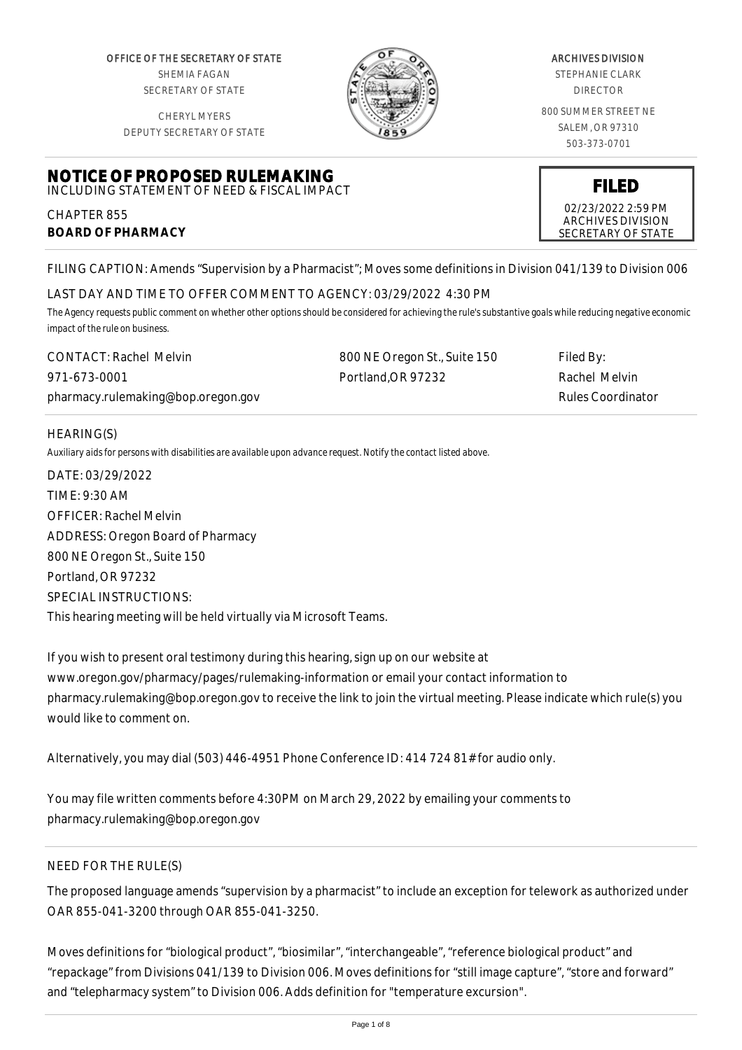OFFICE OF THE SECRETARY OF STATE
SHEMIA FAGAN
SECRETARY OF STATE

CHERYL MYERS
DEPUTY SECRETARY OF STATE

ARCHIVES DIVISION
STEPHANIE CLARK
DIRECTOR

800 SUMMER STREET NE
SALEM, OR 97310
503-373-0701

# NOTICE OF PROPOSED RULEMAKING

INCLUDING STATEMENT OF NEED & FISCAL IMPACT

**FILED**
02/23/2022 2:59 PM
ARCHIVES DIVISION
SECRETARY OF STATE

CHAPTER 855
**BOARD OF PHARMACY**

FILING CAPTION: Amends "Supervision by a Pharmacist"; Moves some definitions in Division 041/139 to Division 006

LAST DAY AND TIME TO OFFER COMMENT TO AGENCY: 03/29/2022 4:30 PM

*The Agency requests public comment on whether other options should be considered for achieving the rule's substantive goals while reducing negative economic impact of the rule on business.*

CONTACT: Rachel Melvin
971-673-0001
pharmacy.rulemaking@bop.oregon.gov

800 NE Oregon St., Suite 150
Portland,OR 97232

Filed By:
Rachel Melvin
Rules Coordinator

HEARING(S)

*Auxiliary aids for persons with disabilities are available upon advance request. Notify the contact listed above.*

DATE: 03/29/2022
TIME: 9:30 AM
OFFICER: Rachel Melvin
ADDRESS: Oregon Board of Pharmacy
800 NE Oregon St., Suite 150
Portland, OR 97232
SPECIAL INSTRUCTIONS:
This hearing meeting will be held virtually via Microsoft Teams.

If you wish to present oral testimony during this hearing, sign up on our website at www.oregon.gov/pharmacy/pages/rulemaking-information or email your contact information to pharmacy.rulemaking@bop.oregon.gov to receive the link to join the virtual meeting. Please indicate which rule(s) you would like to comment on.

Alternatively, you may dial (503) 446-4951 Phone Conference ID: 414 724 81# for audio only.

You may file written comments before 4:30PM on March 29, 2022 by emailing your comments to pharmacy.rulemaking@bop.oregon.gov

NEED FOR THE RULE(S)

The proposed language amends "supervision by a pharmacist" to include an exception for telework as authorized under OAR 855-041-3200 through OAR 855-041-3250.

Moves definitions for "biological product", "biosimilar", "interchangeable", "reference biological product" and "repackage" from Divisions 041/139 to Division 006. Moves definitions for "still image capture", "store and forward" and "telepharmacy system" to Division 006. Adds definition for "temperature excursion".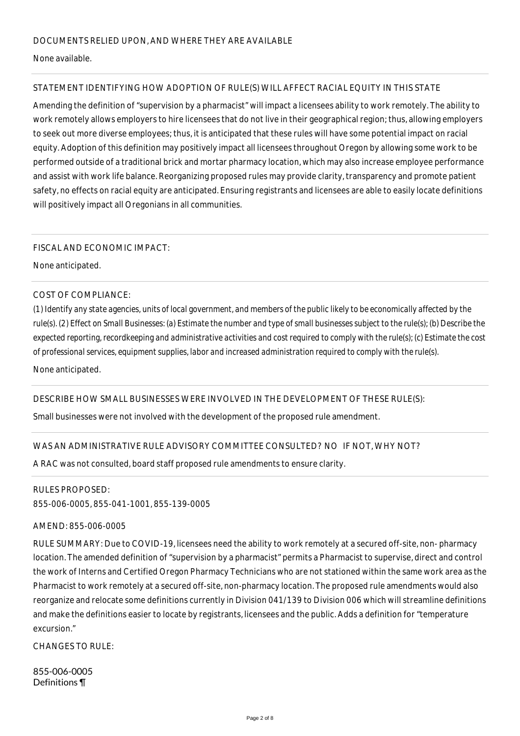DOCUMENTS RELIED UPON, AND WHERE THEY ARE AVAILABLE

None available.

STATEMENT IDENTIFYING HOW ADOPTION OF RULE(S) WILL AFFECT RACIAL EQUITY IN THIS STATE

Amending the definition of "supervision by a pharmacist" will impact a licensees ability to work remotely. The ability to work remotely allows employers to hire licensees that do not live in their geographical region; thus, allowing employers to seek out more diverse employees; thus, it is anticipated that these rules will have some potential impact on racial equity. Adoption of this definition may positively impact all licensees throughout Oregon by allowing some work to be performed outside of a traditional brick and mortar pharmacy location, which may also increase employee performance and assist with work life balance. Reorganizing proposed rules may provide clarity, transparency and promote patient safety, no effects on racial equity are anticipated. Ensuring registrants and licensees are able to easily locate definitions will positively impact all Oregonians in all communities.

FISCAL AND ECONOMIC IMPACT:

None anticipated.

COST OF COMPLIANCE:

*(1) Identify any state agencies, units of local government, and members of the public likely to be economically affected by the rule(s). (2) Effect on Small Businesses: (a) Estimate the number and type of small businesses subject to the rule(s); (b) Describe the expected reporting, recordkeeping and administrative activities and cost required to comply with the rule(s); (c) Estimate the cost of professional services, equipment supplies, labor and increased administration required to comply with the rule(s).*

None anticipated.

DESCRIBE HOW SMALL BUSINESSES WERE INVOLVED IN THE DEVELOPMENT OF THESE RULE(S):

Small businesses were not involved with the development of the proposed rule amendment.

WAS AN ADMINISTRATIVE RULE ADVISORY COMMITTEE CONSULTED? NO IF NOT, WHY NOT?

A RAC was not consulted, board staff proposed rule amendments to ensure clarity.

RULES PROPOSED:

855-006-0005, 855-041-1001, 855-139-0005

AMEND: 855-006-0005

RULE SUMMARY: Due to COVID-19, licensees need the ability to work remotely at a secured off-site, non- pharmacy location. The amended definition of "supervision by a pharmacist" permits a Pharmacist to supervise, direct and control the work of Interns and Certified Oregon Pharmacy Technicians who are not stationed within the same work area as the Pharmacist to work remotely at a secured off-site, non-pharmacy location. The proposed rule amendments would also reorganize and relocate some definitions currently in Division 041/139 to Division 006 which will streamline definitions and make the definitions easier to locate by registrants, licensees and the public. Adds a definition for "temperature excursion."

CHANGES TO RULE:

855-006-0005
Definitions ¶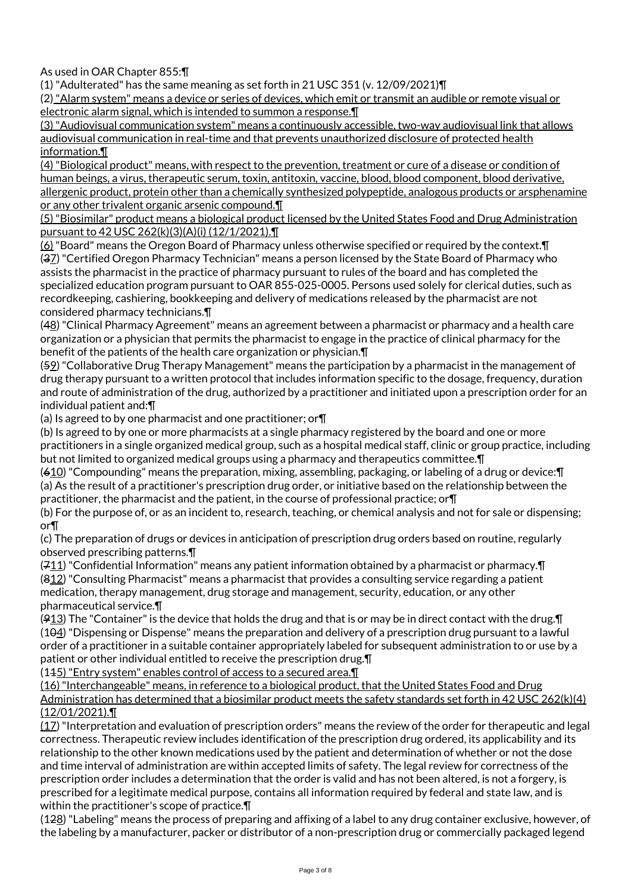As used in OAR Chapter 855:¶

(1) "Adulterated" has the same meaning as set forth in 21 USC 351 (v. 12/09/2021)¶

(2) "Alarm system" means a device or series of devices, which emit or transmit an audible or remote visual or electronic alarm signal, which is intended to summon a response.¶

(3) "Audiovisual communication system" means a continuously accessible, two-way audiovisual link that allows audiovisual communication in real-time and that prevents unauthorized disclosure of protected health information.¶

(4) "Biological product" means, with respect to the prevention, treatment or cure of a disease or condition of human beings, a virus, therapeutic serum, toxin, antitoxin, vaccine, blood, blood component, blood derivative, allergenic product, protein other than a chemically synthesized polypeptide, analogous products or arsphenamine or any other trivalent organic arsenic compound.¶

(5) "Biosimilar" product means a biological product licensed by the United States Food and Drug Administration pursuant to 42 USC 262(k)(3)(A)(i) (12/1/2021).¶

(6) "Board" means the Oregon Board of Pharmacy unless otherwise specified or required by the context.¶

(37) "Certified Oregon Pharmacy Technician" means a person licensed by the State Board of Pharmacy who assists the pharmacist in the practice of pharmacy pursuant to rules of the board and has completed the specialized education program pursuant to OAR 855-025-0005. Persons used solely for clerical duties, such as recordkeeping, cashiering, bookkeeping and delivery of medications released by the pharmacist are not considered pharmacy technicians.¶

(48) "Clinical Pharmacy Agreement" means an agreement between a pharmacist or pharmacy and a health care organization or a physician that permits the pharmacist to engage in the practice of clinical pharmacy for the benefit of the patients of the health care organization or physician.¶

(59) "Collaborative Drug Therapy Management" means the participation by a pharmacist in the management of drug therapy pursuant to a written protocol that includes information specific to the dosage, frequency, duration and route of administration of the drug, authorized by a practitioner and initiated upon a prescription order for an individual patient and:¶

(a) Is agreed to by one pharmacist and one practitioner; or¶

(b) Is agreed to by one or more pharmacists at a single pharmacy registered by the board and one or more practitioners in a single organized medical group, such as a hospital medical staff, clinic or group practice, including but not limited to organized medical groups using a pharmacy and therapeutics committee.¶

(610) "Compounding" means the preparation, mixing, assembling, packaging, or labeling of a drug or device:¶

(a) As the result of a practitioner's prescription drug order, or initiative based on the relationship between the practitioner, the pharmacist and the patient, in the course of professional practice; or¶

(b) For the purpose of, or as an incident to, research, teaching, or chemical analysis and not for sale or dispensing; or¶

(c) The preparation of drugs or devices in anticipation of prescription drug orders based on routine, regularly observed prescribing patterns.¶

(711) "Confidential Information" means any patient information obtained by a pharmacist or pharmacy.¶

(812) "Consulting Pharmacist" means a pharmacist that provides a consulting service regarding a patient medication, therapy management, drug storage and management, security, education, or any other pharmaceutical service.¶

(913) The "Container" is the device that holds the drug and that is or may be in direct contact with the drug.¶

(104) "Dispensing or Dispense" means the preparation and delivery of a prescription drug pursuant to a lawful order of a practitioner in a suitable container appropriately labeled for subsequent administration to or use by a patient or other individual entitled to receive the prescription drug.¶

(115) "Entry system" enables control of access to a secured area.¶

(16) "Interchangeable" means, in reference to a biological product, that the United States Food and Drug Administration has determined that a biosimilar product meets the safety standards set forth in 42 USC 262(k)(4) (12/01/2021).¶

(17) "Interpretation and evaluation of prescription orders" means the review of the order for therapeutic and legal correctness. Therapeutic review includes identification of the prescription drug ordered, its applicability and its relationship to the other known medications used by the patient and determination of whether or not the dose and time interval of administration are within accepted limits of safety. The legal review for correctness of the prescription order includes a determination that the order is valid and has not been altered, is not a forgery, is prescribed for a legitimate medical purpose, contains all information required by federal and state law, and is within the practitioner's scope of practice.¶

(128) "Labeling" means the process of preparing and affixing of a label to any drug container exclusive, however, of the labeling by a manufacturer, packer or distributor of a non-prescription drug or commercially packaged legend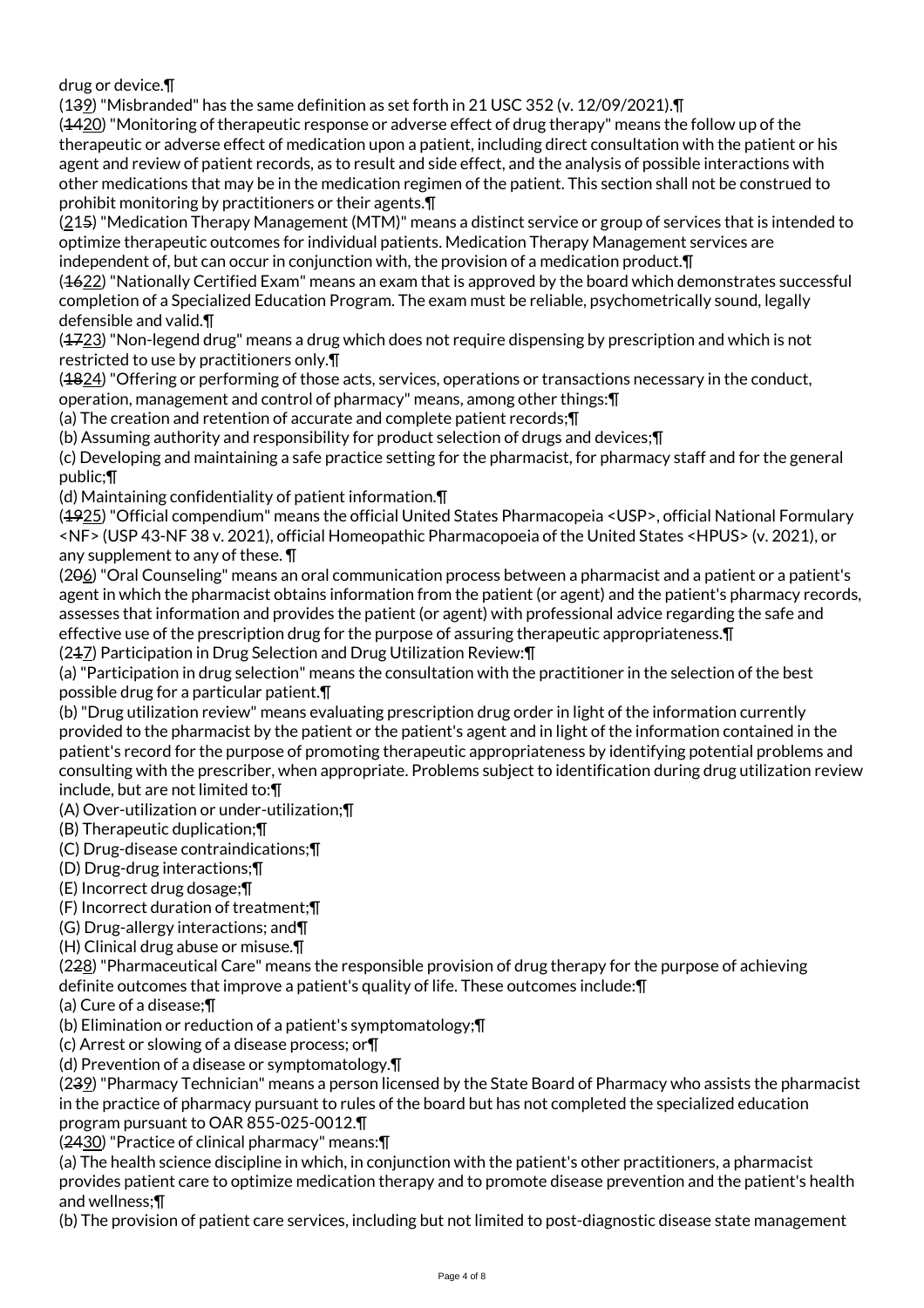drug or device.¶

(1~~3~~9) "Misbranded" has the same definition as set forth in 21 USC 352 (v. 12/09/2021).¶

(~~14~~20) "Monitoring of therapeutic response or adverse effect of drug therapy" means the follow up of the therapeutic or adverse effect of medication upon a patient, including direct consultation with the patient or his agent and review of patient records, as to result and side effect, and the analysis of possible interactions with other medications that may be in the medication regimen of the patient. This section shall not be construed to prohibit monitoring by practitioners or their agents.¶

(21~~5~~) "Medication Therapy Management (MTM)" means a distinct service or group of services that is intended to optimize therapeutic outcomes for individual patients. Medication Therapy Management services are independent of, but can occur in conjunction with, the provision of a medication product.¶

(~~16~~22) "Nationally Certified Exam" means an exam that is approved by the board which demonstrates successful completion of a Specialized Education Program. The exam must be reliable, psychometrically sound, legally defensible and valid.¶

(~~17~~23) "Non-legend drug" means a drug which does not require dispensing by prescription and which is not restricted to use by practitioners only.¶

(~~18~~24) "Offering or performing of those acts, services, operations or transactions necessary in the conduct, operation, management and control of pharmacy" means, among other things:¶

(a) The creation and retention of accurate and complete patient records;¶

(b) Assuming authority and responsibility for product selection of drugs and devices;¶

(c) Developing and maintaining a safe practice setting for the pharmacist, for pharmacy staff and for the general public;¶

(d) Maintaining confidentiality of patient information.¶

(~~19~~25) "Official compendium" means the official United States Pharmacopeia <USP>, official National Formulary <NF> (USP 43-NF 38 v. 2021), official Homeopathic Pharmacopoeia of the United States <HPUS> (v. 2021), or any supplement to any of these. ¶

(2~~0~~6) "Oral Counseling" means an oral communication process between a pharmacist and a patient or a patient's agent in which the pharmacist obtains information from the patient (or agent) and the patient's pharmacy records, assesses that information and provides the patient (or agent) with professional advice regarding the safe and effective use of the prescription drug for the purpose of assuring therapeutic appropriateness.¶

(2~~1~~7) Participation in Drug Selection and Drug Utilization Review:¶

(a) "Participation in drug selection" means the consultation with the practitioner in the selection of the best possible drug for a particular patient.¶

(b) "Drug utilization review" means evaluating prescription drug order in light of the information currently provided to the pharmacist by the patient or the patient's agent and in light of the information contained in the patient's record for the purpose of promoting therapeutic appropriateness by identifying potential problems and consulting with the prescriber, when appropriate. Problems subject to identification during drug utilization review include, but are not limited to:¶

(A) Over-utilization or under-utilization;¶

(B) Therapeutic duplication;¶

(C) Drug-disease contraindications;¶

(D) Drug-drug interactions;¶

(E) Incorrect drug dosage;¶

(F) Incorrect duration of treatment;¶

(G) Drug-allergy interactions; and¶

(H) Clinical drug abuse or misuse.¶

(2~~2~~8) "Pharmaceutical Care" means the responsible provision of drug therapy for the purpose of achieving definite outcomes that improve a patient's quality of life. These outcomes include:¶

(a) Cure of a disease;¶

(b) Elimination or reduction of a patient's symptomatology;¶

(c) Arrest or slowing of a disease process; or¶

(d) Prevention of a disease or symptomatology.¶

(2~~3~~9) "Pharmacy Technician" means a person licensed by the State Board of Pharmacy who assists the pharmacist in the practice of pharmacy pursuant to rules of the board but has not completed the specialized education program pursuant to OAR 855-025-0012.¶

(~~24~~30) "Practice of clinical pharmacy" means:¶

(a) The health science discipline in which, in conjunction with the patient's other practitioners, a pharmacist provides patient care to optimize medication therapy and to promote disease prevention and the patient's health and wellness;¶

(b) The provision of patient care services, including but not limited to post-diagnostic disease state management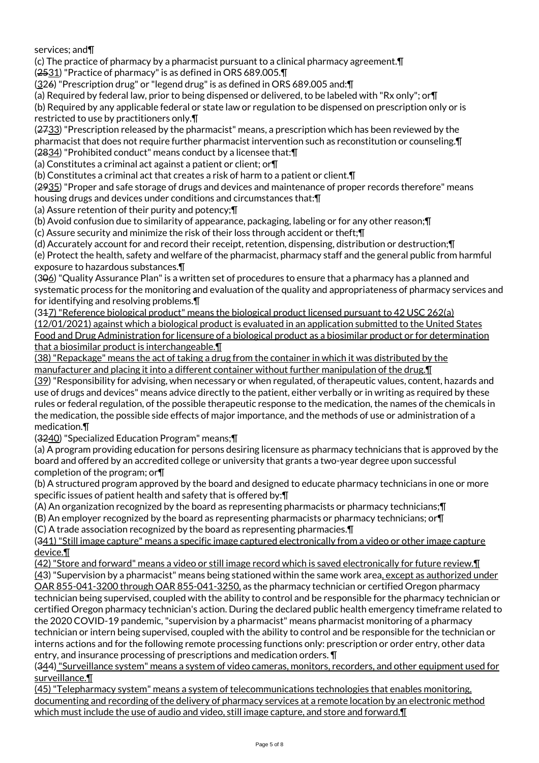services; and¶

(c) The practice of pharmacy by a pharmacist pursuant to a clinical pharmacy agreement.¶

(~~25~~31) "Practice of pharmacy" is as defined in ORS 689.005.¶

(~~2~~3~~6~~6) "Prescription drug" or "legend drug" is as defined in ORS 689.005 and:¶

(a) Required by federal law, prior to being dispensed or delivered, to be labeled with "Rx only"; or¶

(b) Required by any applicable federal or state law or regulation to be dispensed on prescription only or is restricted to use by practitioners only.¶

(~~27~~33) "Prescription released by the pharmacist" means, a prescription which has been reviewed by the pharmacist that does not require further pharmacist intervention such as reconstitution or counseling.¶

(~~28~~34) "Prohibited conduct" means conduct by a licensee that:¶

(a) Constitutes a criminal act against a patient or client; or¶

(b) Constitutes a criminal act that creates a risk of harm to a patient or client.¶

(~~29~~35) "Proper and safe storage of drugs and devices and maintenance of proper records therefore" means housing drugs and devices under conditions and circumstances that:¶

(a) Assure retention of their purity and potency;¶

(b) Avoid confusion due to similarity of appearance, packaging, labeling or for any other reason;¶

(c) Assure security and minimize the risk of their loss through accident or theft;¶

(d) Accurately account for and record their receipt, retention, dispensing, distribution or destruction;¶

(e) Protect the health, safety and welfare of the pharmacist, pharmacy staff and the general public from harmful exposure to hazardous substances.¶

(3~~0~~6) "Quality Assurance Plan" is a written set of procedures to ensure that a pharmacy has a planned and systematic process for the monitoring and evaluation of the quality and appropriateness of pharmacy services and for identifying and resolving problems.¶

(3~~1~~7) "Reference biological product" means the biological product licensed pursuant to 42 USC 262(a) (12/01/2021) against which a biological product is evaluated in an application submitted to the United States Food and Drug Administration for licensure of a biological product as a biosimilar product or for determination that a biosimilar product is interchangeable.¶

(38) "Repackage" means the act of taking a drug from the container in which it was distributed by the manufacturer and placing it into a different container without further manipulation of the drug.¶

(39) "Responsibility for advising, when necessary or when regulated, of therapeutic values, content, hazards and use of drugs and devices" means advice directly to the patient, either verbally or in writing as required by these rules or federal regulation, of the possible therapeutic response to the medication, the names of the chemicals in the medication, the possible side effects of major importance, and the methods of use or administration of a medication.¶

(~~32~~40) "Specialized Education Program" means;¶

(a) A program providing education for persons desiring licensure as pharmacy technicians that is approved by the board and offered by an accredited college or university that grants a two-year degree upon successful completion of the program; or¶

(b) A structured program approved by the board and designed to educate pharmacy technicians in one or more specific issues of patient health and safety that is offered by:¶

(A) An organization recognized by the board as representing pharmacists or pharmacy technicians;¶

(B) An employer recognized by the board as representing pharmacists or pharmacy technicians; or¶

(C) A trade association recognized by the board as representing pharmacies.¶

(~~3~~41) "Still image capture" means a specific image captured electronically from a video or other image capture device.¶

(42) "Store and forward" means a video or still image record which is saved electronically for future review.¶

(43) "Supervision by a pharmacist" means being stationed within the same work area, except as authorized under OAR 855-041-3200 through OAR 855-041-3250, as the pharmacy technician or certified Oregon pharmacy technician being supervised, coupled with the ability to control and be responsible for the pharmacy technician or certified Oregon pharmacy technician's action. During the declared public health emergency timeframe related to the 2020 COVID-19 pandemic, "supervision by a pharmacist" means pharmacist monitoring of a pharmacy technician or intern being supervised, coupled with the ability to control and be responsible for the technician or interns actions and for the following remote processing functions only: prescription or order entry, other data entry, and insurance processing of prescriptions and medication orders. ¶

(~~3~~44) "Surveillance system" means a system of video cameras, monitors, recorders, and other equipment used for surveillance.¶

(45) "Telepharmacy system" means a system of telecommunications technologies that enables monitoring, documenting and recording of the delivery of pharmacy services at a remote location by an electronic method which must include the use of audio and video, still image capture, and store and forward.¶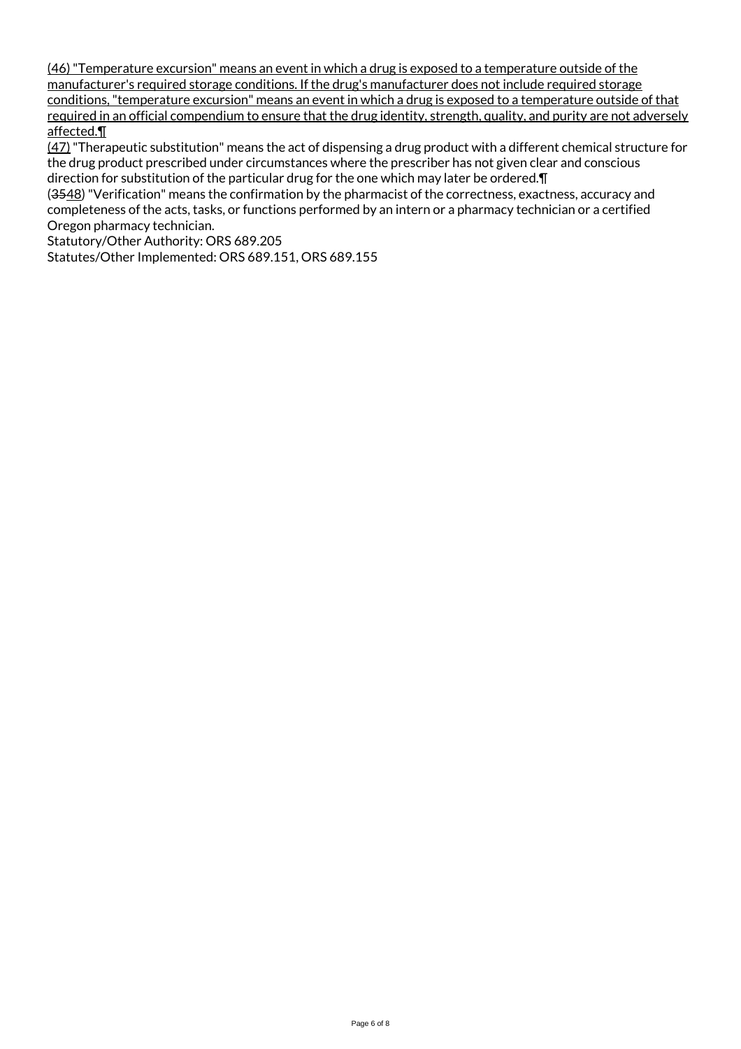(46) "Temperature excursion" means an event in which a drug is exposed to a temperature outside of the manufacturer's required storage conditions. If the drug's manufacturer does not include required storage conditions, "temperature excursion" means an event in which a drug is exposed to a temperature outside of that required in an official compendium to ensure that the drug identity, strength, quality, and purity are not adversely affected.¶

(47) "Therapeutic substitution" means the act of dispensing a drug product with a different chemical structure for the drug product prescribed under circumstances where the prescriber has not given clear and conscious direction for substitution of the particular drug for the one which may later be ordered.¶

(~~35~~48) "Verification" means the confirmation by the pharmacist of the correctness, exactness, accuracy and completeness of the acts, tasks, or functions performed by an intern or a pharmacy technician or a certified Oregon pharmacy technician.

Statutory/Other Authority: ORS 689.205

Statutes/Other Implemented: ORS 689.151, ORS 689.155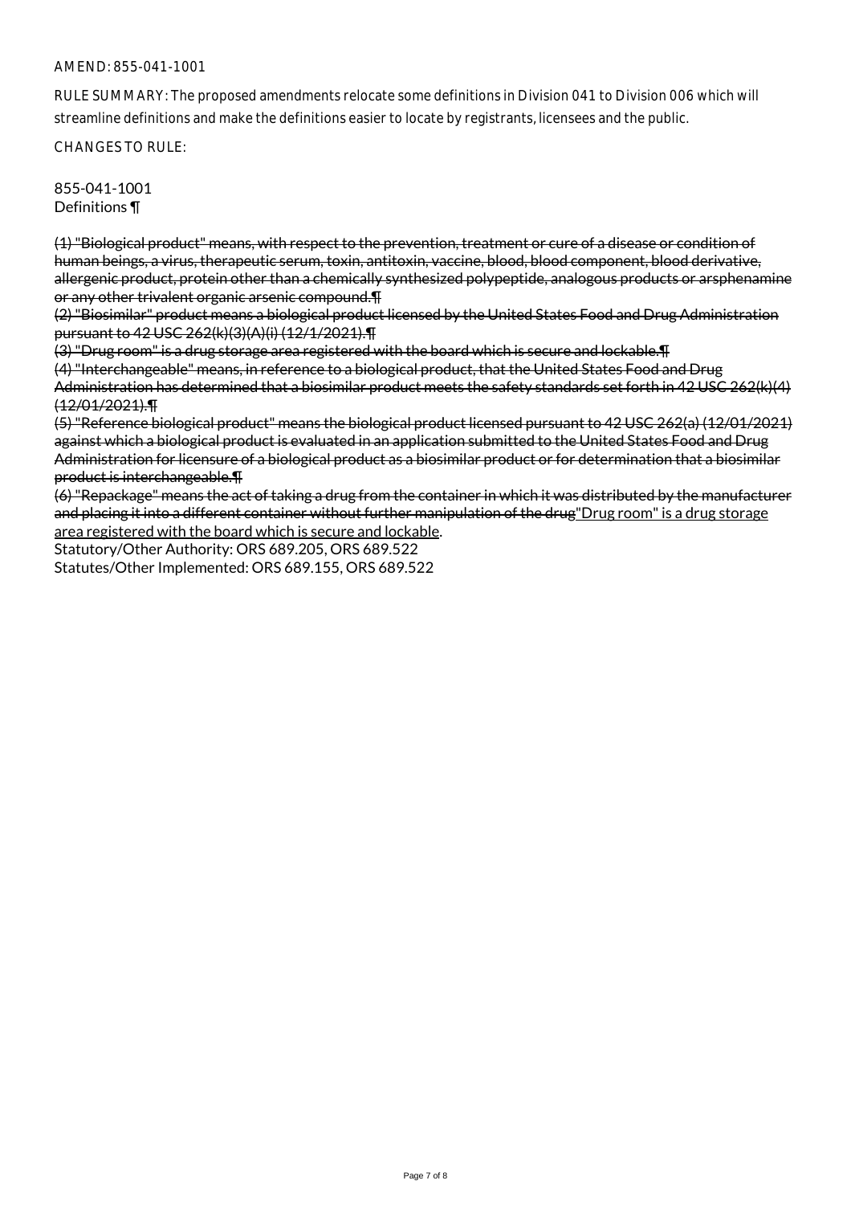AMEND: 855-041-1001

RULE SUMMARY: The proposed amendments relocate some definitions in Division 041 to Division 006 which will streamline definitions and make the definitions easier to locate by registrants, licensees and the public.

CHANGES TO RULE:

855-041-1001
Definitions ¶

~~(1) "Biological product" means, with respect to the prevention, treatment or cure of a disease or condition of human beings, a virus, therapeutic serum, toxin, antitoxin, vaccine, blood, blood component, blood derivative, allergenic product, protein other than a chemically synthesized polypeptide, analogous products or arsphenamine or any other trivalent organic arsenic compound.¶~~

~~(2) "Biosimilar" product means a biological product licensed by the United States Food and Drug Administration pursuant to 42 USC 262(k)(3)(A)(i) (12/1/2021).¶~~

~~(3) "Drug room" is a drug storage area registered with the board which is secure and lockable.¶~~

~~(4) "Interchangeable" means, in reference to a biological product, that the United States Food and Drug Administration has determined that a biosimilar product meets the safety standards set forth in 42 USC 262(k)(4) (12/01/2021).¶~~

~~(5) "Reference biological product" means the biological product licensed pursuant to 42 USC 262(a) (12/01/2021) against which a biological product is evaluated in an application submitted to the United States Food and Drug Administration for licensure of a biological product as a biosimilar product or for determination that a biosimilar product is interchangeable.¶~~

~~(6) "Repackage" means the act of taking a drug from the container in which it was distributed by the manufacturer and placing it into a different container without further manipulation of the drug~~<u>"Drug room" is a drug storage area registered with the board which is secure and lockable</u>.

Statutory/Other Authority: ORS 689.205, ORS 689.522
Statutes/Other Implemented: ORS 689.155, ORS 689.522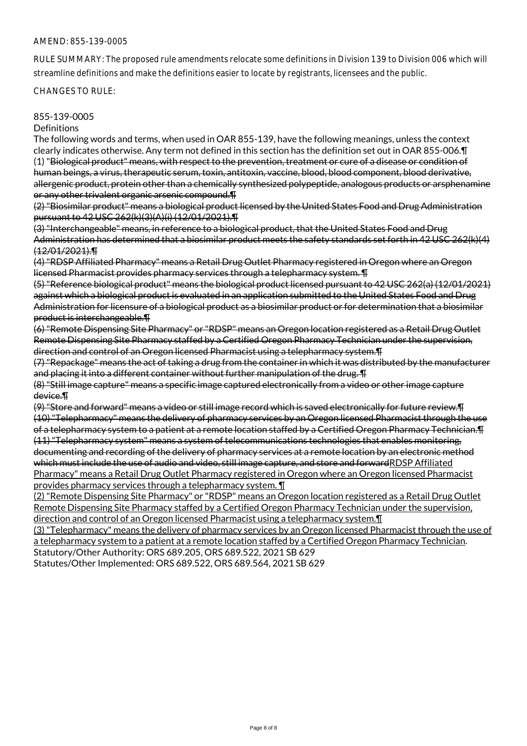AMEND: 855-139-0005

RULE SUMMARY: The proposed rule amendments relocate some definitions in Division 139 to Division 006 which will streamline definitions and make the definitions easier to locate by registrants, licensees and the public.

CHANGES TO RULE:

855-139-0005

Definitions

The following words and terms, when used in OAR 855-139, have the following meanings, unless the context clearly indicates otherwise. Any term not defined in this section has the definition set out in OAR 855-006.¶

(1) "~~Biological product" means, with respect to the prevention, treatment or cure of a disease or condition of human beings, a virus, therapeutic serum, toxin, antitoxin, vaccine, blood, blood component, blood derivative, allergenic product, protein other than a chemically synthesized polypeptide, analogous products or arsphenamine or any other trivalent organic arsenic compound.¶~~

~~(2) "Biosimilar product" means a biological product licensed by the United States Food and Drug Administration pursuant to 42 USC 262(k)(3)(A)(i) (12/01/2021).¶~~

~~(3) "Interchangeable" means, in reference to a biological product, that the United States Food and Drug Administration has determined that a biosimilar product meets the safety standards set forth in 42 USC 262(k)(4) (12/01/2021).¶~~

~~(4) "RDSP Affiliated Pharmacy" means a Retail Drug Outlet Pharmacy registered in Oregon where an Oregon licensed Pharmacist provides pharmacy services through a telepharmacy system. ¶~~

~~(5) "Reference biological product" means the biological product licensed pursuant to 42 USC 262(a) (12/01/2021) against which a biological product is evaluated in an application submitted to the United States Food and Drug Administration for licensure of a biological product as a biosimilar product or for determination that a biosimilar product is interchangeable.¶~~

~~(6) "Remote Dispensing Site Pharmacy" or "RDSP" means an Oregon location registered as a Retail Drug Outlet Remote Dispensing Site Pharmacy staffed by a Certified Oregon Pharmacy Technician under the supervision, direction and control of an Oregon licensed Pharmacist using a telepharmacy system.¶~~

~~(7) "Repackage" means the act of taking a drug from the container in which it was distributed by the manufacturer and placing it into a different container without further manipulation of the drug. ¶~~

~~(8) "Still image capture" means a specific image captured electronically from a video or other image capture device.¶~~

~~(9) "Store and forward" means a video or still image record which is saved electronically for future review.¶~~

~~(10) "Telepharmacy" means the delivery of pharmacy services by an Oregon licensed Pharmacist through the use of a telepharmacy system to a patient at a remote location staffed by a Certified Oregon Pharmacy Technician.¶~~

~~(11) "Telepharmacy system" means a system of telecommunications technologies that enables monitoring, documenting and recording of the delivery of pharmacy services at a remote location by an electronic method which must include the use of audio and video, still image capture, and store and forward~~<u>RDSP Affiliated Pharmacy" means a Retail Drug Outlet Pharmacy registered in Oregon where an Oregon licensed Pharmacist provides pharmacy services through a telepharmacy system. ¶</u>

<u>(2) "Remote Dispensing Site Pharmacy" or "RDSP" means an Oregon location registered as a Retail Drug Outlet Remote Dispensing Site Pharmacy staffed by a Certified Oregon Pharmacy Technician under the supervision, direction and control of an Oregon licensed Pharmacist using a telepharmacy system.¶</u>

<u>(3) "Telepharmacy" means the delivery of pharmacy services by an Oregon licensed Pharmacist through the use of a telepharmacy system to a patient at a remote location staffed by a Certified Oregon Pharmacy Technician</u>.

Statutory/Other Authority: ORS 689.205, ORS 689.522, 2021 SB 629

Statutes/Other Implemented: ORS 689.522, ORS 689.564, 2021 SB 629